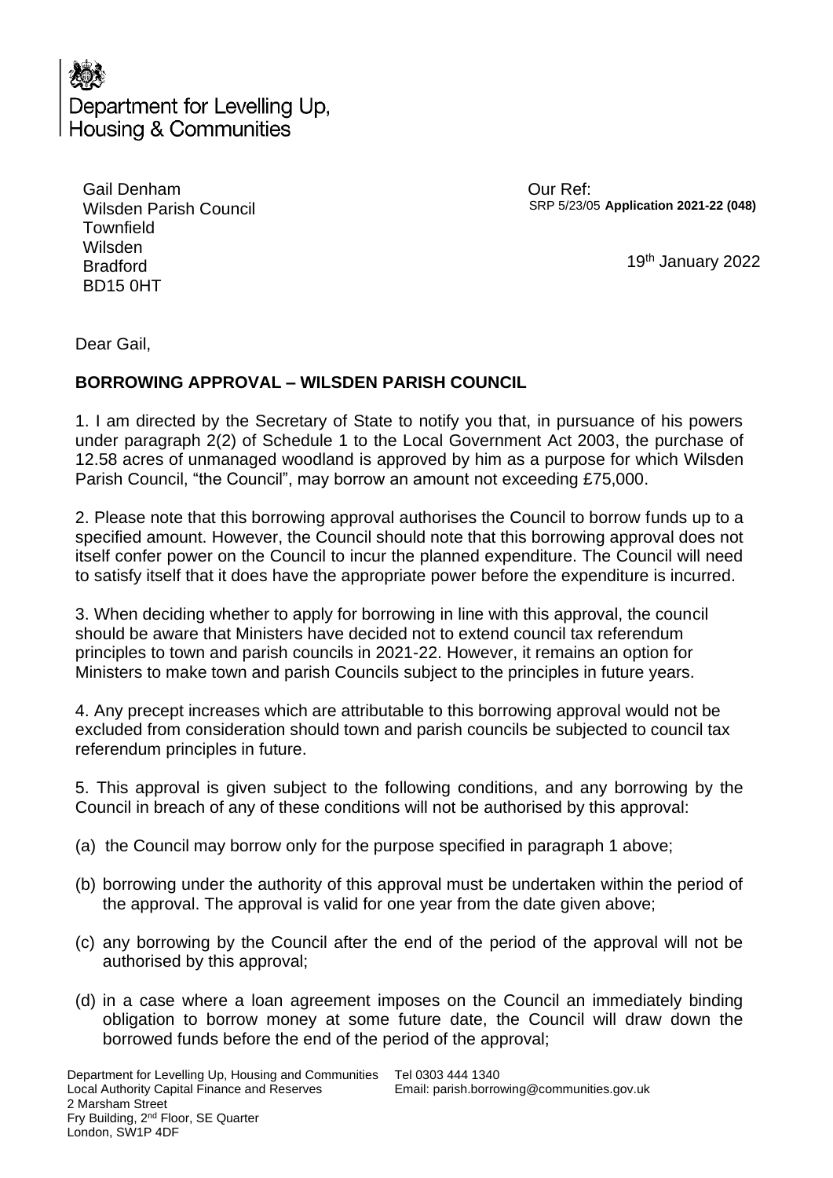Department for Levelling Up, Housing & Communities

Gail Denham
Wilsden Parish Council
Townfield
Wilsden
Bradford
BD15 0HT

Our Ref:
SRP 5/23/05 **Application 2021-22 (048)**

19th January 2022

Dear Gail,

**BORROWING APPROVAL – WILSDEN PARISH COUNCIL**

1. I am directed by the Secretary of State to notify you that, in pursuance of his powers under paragraph 2(2) of Schedule 1 to the Local Government Act 2003, the purchase of 12.58 acres of unmanaged woodland is approved by him as a purpose for which Wilsden Parish Council, "the Council", may borrow an amount not exceeding £75,000.

2. Please note that this borrowing approval authorises the Council to borrow funds up to a specified amount. However, the Council should note that this borrowing approval does not itself confer power on the Council to incur the planned expenditure. The Council will need to satisfy itself that it does have the appropriate power before the expenditure is incurred.

3. When deciding whether to apply for borrowing in line with this approval, the council should be aware that Ministers have decided not to extend council tax referendum principles to town and parish councils in 2021-22. However, it remains an option for Ministers to make town and parish Councils subject to the principles in future years.

4. Any precept increases which are attributable to this borrowing approval would not be excluded from consideration should town and parish councils be subjected to council tax referendum principles in future.

5. This approval is given subject to the following conditions, and any borrowing by the Council in breach of any of these conditions will not be authorised by this approval:

(a) the Council may borrow only for the purpose specified in paragraph 1 above;

(b) borrowing under the authority of this approval must be undertaken within the period of the approval. The approval is valid for one year from the date given above;

(c) any borrowing by the Council after the end of the period of the approval will not be authorised by this approval;

(d) in a case where a loan agreement imposes on the Council an immediately binding obligation to borrow money at some future date, the Council will draw down the borrowed funds before the end of the period of the approval;

Department for Levelling Up, Housing and Communities
Local Authority Capital Finance and Reserves
2 Marsham Street
Fry Building, 2nd Floor, SE Quarter
London, SW1P 4DF

Tel 0303 444 1340
Email: parish.borrowing@communities.gov.uk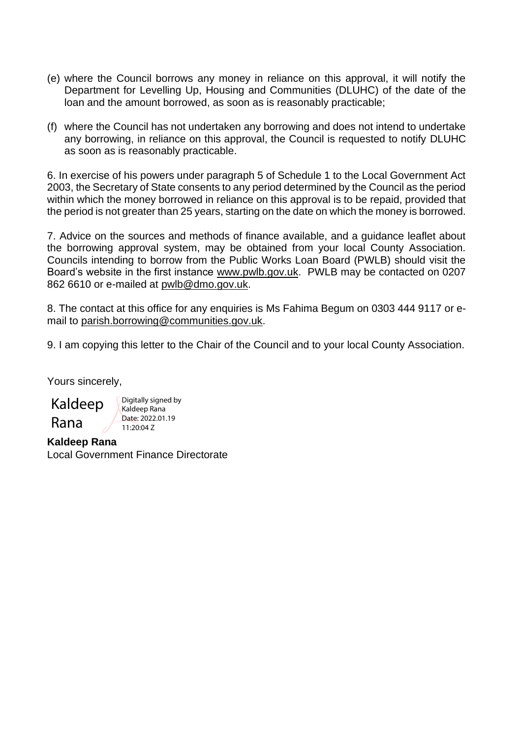(e) where the Council borrows any money in reliance on this approval, it will notify the Department for Levelling Up, Housing and Communities (DLUHC) of the date of the loan and the amount borrowed, as soon as is reasonably practicable;

(f) where the Council has not undertaken any borrowing and does not intend to undertake any borrowing, in reliance on this approval, the Council is requested to notify DLUHC as soon as is reasonably practicable.

6. In exercise of his powers under paragraph 5 of Schedule 1 to the Local Government Act 2003, the Secretary of State consents to any period determined by the Council as the period within which the money borrowed in reliance on this approval is to be repaid, provided that the period is not greater than 25 years, starting on the date on which the money is borrowed.

7. Advice on the sources and methods of finance available, and a guidance leaflet about the borrowing approval system, may be obtained from your local County Association. Councils intending to borrow from the Public Works Loan Board (PWLB) should visit the Board's website in the first instance www.pwlb.gov.uk. PWLB may be contacted on 0207 862 6610 or e-mailed at pwlb@dmo.gov.uk.

8. The contact at this office for any enquiries is Ms Fahima Begum on 0303 444 9117 or e-mail to parish.borrowing@communities.gov.uk.

9. I am copying this letter to the Chair of the Council and to your local County Association.

Yours sincerely,

Kaldeep Rana

Digitally signed by Kaldeep Rana
Date: 2022.01.19 11:20:04 Z

**Kaldeep Rana**
Local Government Finance Directorate